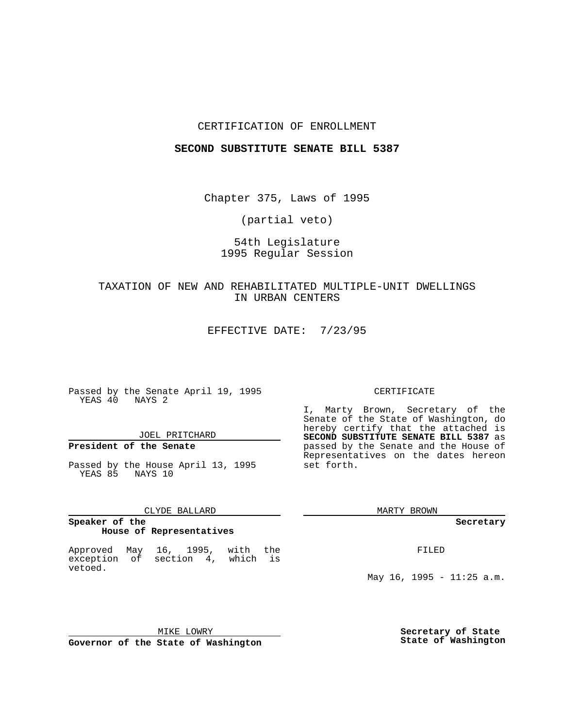CERTIFICATION OF ENROLLMENT

**SECOND SUBSTITUTE SENATE BILL 5387**

Chapter 375, Laws of 1995

(partial veto)

54th Legislature
1995 Regular Session

TAXATION OF NEW AND REHABILITATED MULTIPLE-UNIT DWELLINGS IN URBAN CENTERS

EFFECTIVE DATE: 7/23/95

Passed by the Senate April 19, 1995
YEAS 40 NAYS 2

JOEL PRITCHARD

**President of the Senate**

Passed by the House April 13, 1995
YEAS 85 NAYS 10

CLYDE BALLARD

**Speaker of the House of Representatives**

Approved May 16, 1995, with the exception of section 4, which is vetoed.

MIKE LOWRY

**Governor of the State of Washington**

CERTIFICATE

I, Marty Brown, Secretary of the Senate of the State of Washington, do hereby certify that the attached is **SECOND SUBSTITUTE SENATE BILL 5387** as passed by the Senate and the House of Representatives on the dates hereon set forth.

MARTY BROWN

**Secretary**

FILED

May 16, 1995 - 11:25 a.m.

**Secretary of State State of Washington**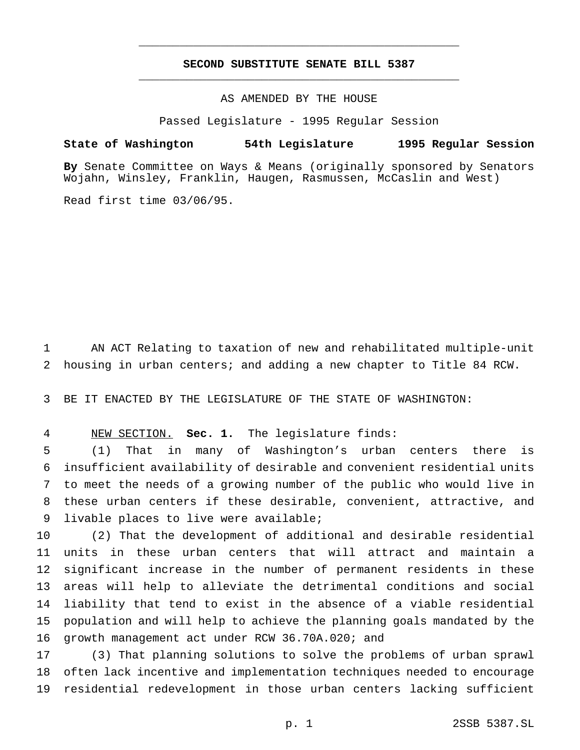**SECOND SUBSTITUTE SENATE BILL 5387**

AS AMENDED BY THE HOUSE

Passed Legislature - 1995 Regular Session

**State of Washington 54th Legislature 1995 Regular Session**

**By** Senate Committee on Ways & Means (originally sponsored by Senators Wojahn, Winsley, Franklin, Haugen, Rasmussen, McCaslin and West)

Read first time 03/06/95.

AN ACT Relating to taxation of new and rehabilitated multiple-unit housing in urban centers; and adding a new chapter to Title 84 RCW.

BE IT ENACTED BY THE LEGISLATURE OF THE STATE OF WASHINGTON:

NEW SECTION. **Sec. 1.** The legislature finds:

(1) That in many of Washington's urban centers there is insufficient availability of desirable and convenient residential units to meet the needs of a growing number of the public who would live in these urban centers if these desirable, convenient, attractive, and livable places to live were available;

(2) That the development of additional and desirable residential units in these urban centers that will attract and maintain a significant increase in the number of permanent residents in these areas will help to alleviate the detrimental conditions and social liability that tend to exist in the absence of a viable residential population and will help to achieve the planning goals mandated by the growth management act under RCW 36.70A.020; and

(3) That planning solutions to solve the problems of urban sprawl often lack incentive and implementation techniques needed to encourage residential redevelopment in those urban centers lacking sufficient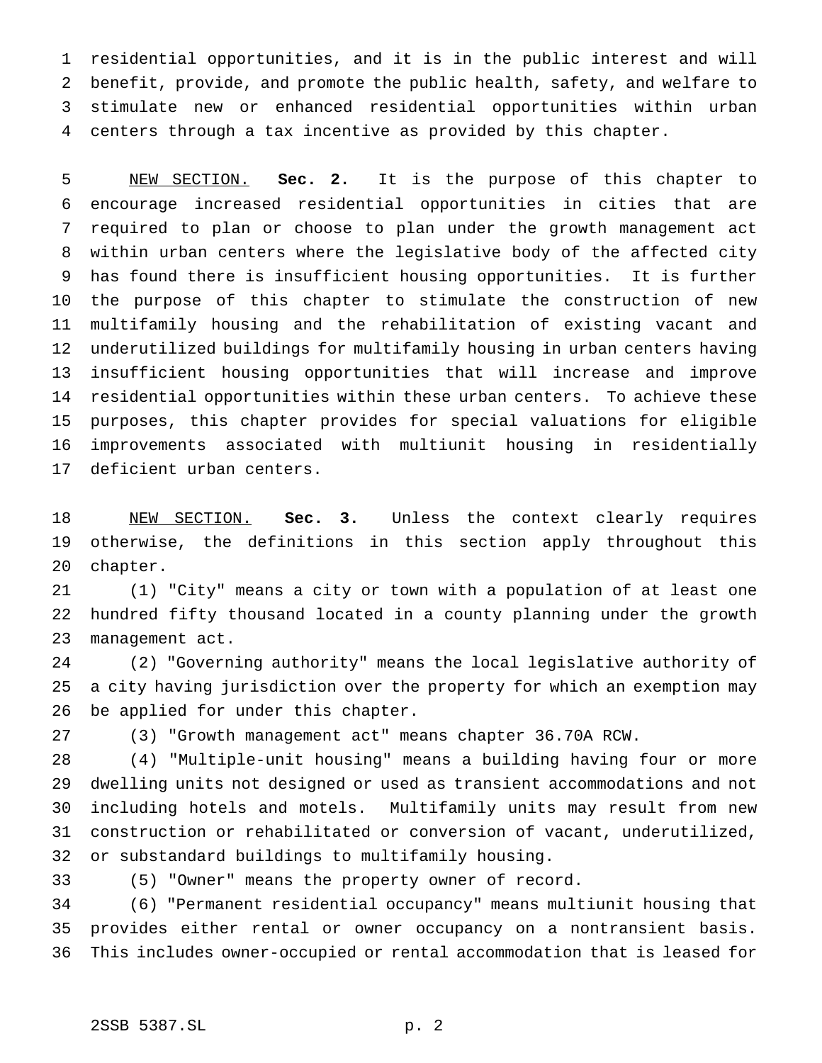residential opportunities, and it is in the public interest and will benefit, provide, and promote the public health, safety, and welfare to stimulate new or enhanced residential opportunities within urban centers through a tax incentive as provided by this chapter.

NEW SECTION. **Sec. 2.** It is the purpose of this chapter to encourage increased residential opportunities in cities that are required to plan or choose to plan under the growth management act within urban centers where the legislative body of the affected city has found there is insufficient housing opportunities. It is further the purpose of this chapter to stimulate the construction of new multifamily housing and the rehabilitation of existing vacant and underutilized buildings for multifamily housing in urban centers having insufficient housing opportunities that will increase and improve residential opportunities within these urban centers. To achieve these purposes, this chapter provides for special valuations for eligible improvements associated with multiunit housing in residentially deficient urban centers.

NEW SECTION. **Sec. 3.** Unless the context clearly requires otherwise, the definitions in this section apply throughout this chapter.

(1) "City" means a city or town with a population of at least one hundred fifty thousand located in a county planning under the growth management act.

(2) "Governing authority" means the local legislative authority of a city having jurisdiction over the property for which an exemption may be applied for under this chapter.

(3) "Growth management act" means chapter 36.70A RCW.

(4) "Multiple-unit housing" means a building having four or more dwelling units not designed or used as transient accommodations and not including hotels and motels. Multifamily units may result from new construction or rehabilitated or conversion of vacant, underutilized, or substandard buildings to multifamily housing.

(5) "Owner" means the property owner of record.

(6) "Permanent residential occupancy" means multiunit housing that provides either rental or owner occupancy on a nontransient basis. This includes owner-occupied or rental accommodation that is leased for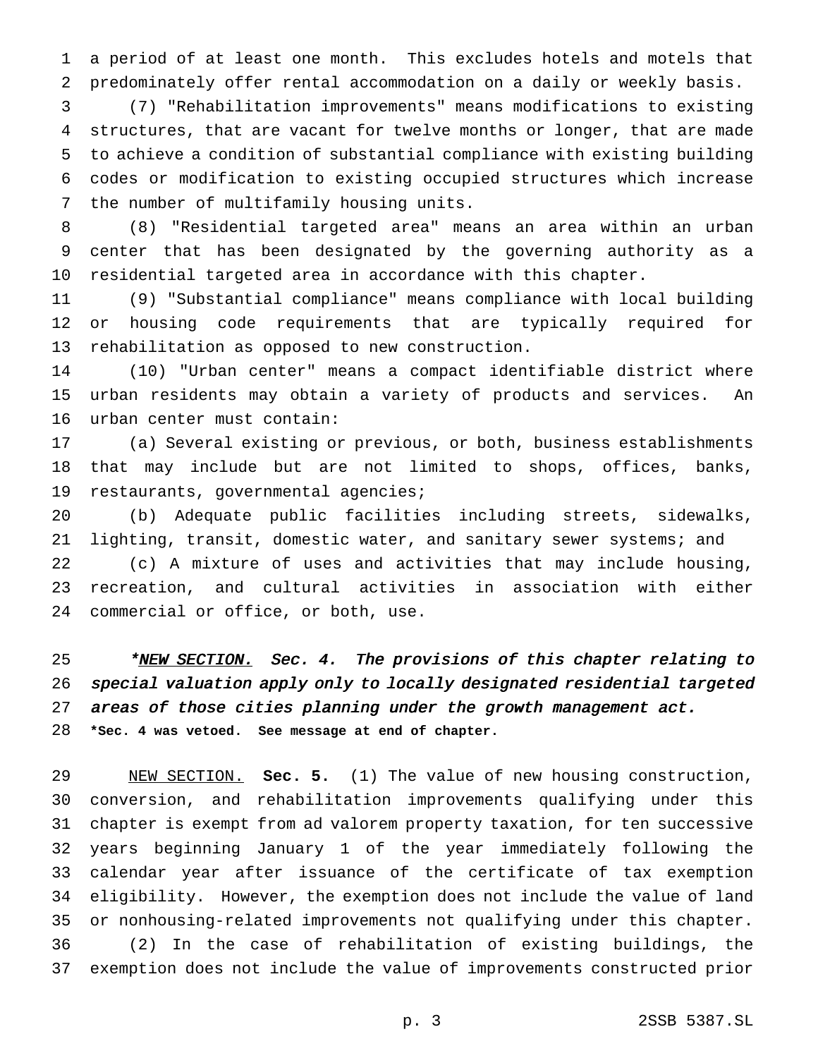a period of at least one month. This excludes hotels and motels that predominately offer rental accommodation on a daily or weekly basis.

(7) "Rehabilitation improvements" means modifications to existing structures, that are vacant for twelve months or longer, that are made to achieve a condition of substantial compliance with existing building codes or modification to existing occupied structures which increase the number of multifamily housing units.

(8) "Residential targeted area" means an area within an urban center that has been designated by the governing authority as a residential targeted area in accordance with this chapter.

(9) "Substantial compliance" means compliance with local building or housing code requirements that are typically required for rehabilitation as opposed to new construction.

(10) "Urban center" means a compact identifiable district where urban residents may obtain a variety of products and services. An urban center must contain:

(a) Several existing or previous, or both, business establishments that may include but are not limited to shops, offices, banks, restaurants, governmental agencies;

(b) Adequate public facilities including streets, sidewalks, lighting, transit, domestic water, and sanitary sewer systems; and

(c) A mixture of uses and activities that may include housing, recreation, and cultural activities in association with either commercial or office, or both, use.

*\*NEW SECTION. Sec. 4. The provisions of this chapter relating to special valuation apply only to locally designated residential targeted areas of those cities planning under the growth management act.*

**\*Sec. 4 was vetoed. See message at end of chapter.**

NEW SECTION. **Sec. 5.** (1) The value of new housing construction, conversion, and rehabilitation improvements qualifying under this chapter is exempt from ad valorem property taxation, for ten successive years beginning January 1 of the year immediately following the calendar year after issuance of the certificate of tax exemption eligibility. However, the exemption does not include the value of land or nonhousing-related improvements not qualifying under this chapter.

(2) In the case of rehabilitation of existing buildings, the exemption does not include the value of improvements constructed prior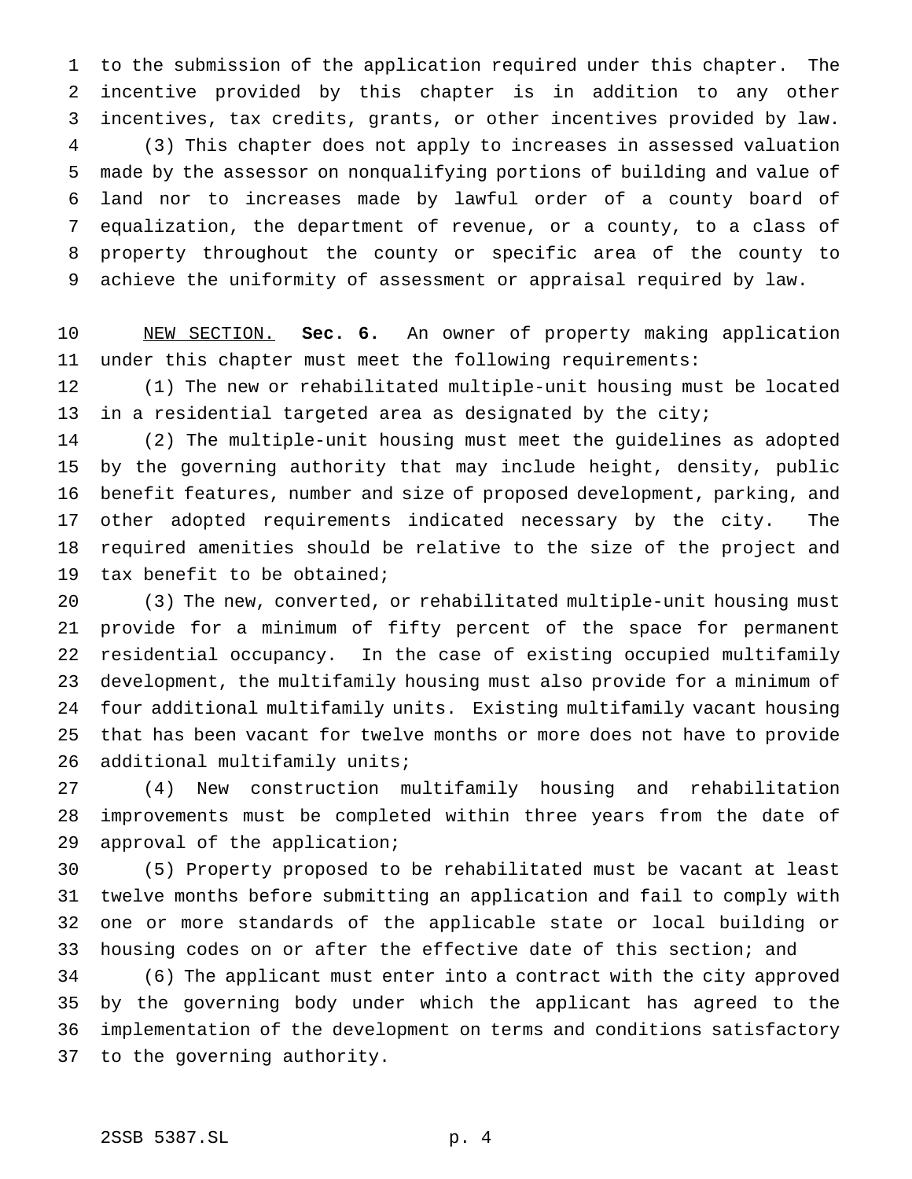to the submission of the application required under this chapter. The incentive provided by this chapter is in addition to any other incentives, tax credits, grants, or other incentives provided by law.

(3) This chapter does not apply to increases in assessed valuation made by the assessor on nonqualifying portions of building and value of land nor to increases made by lawful order of a county board of equalization, the department of revenue, or a county, to a class of property throughout the county or specific area of the county to achieve the uniformity of assessment or appraisal required by law.

NEW SECTION. **Sec. 6.** An owner of property making application under this chapter must meet the following requirements:

(1) The new or rehabilitated multiple-unit housing must be located in a residential targeted area as designated by the city;

(2) The multiple-unit housing must meet the guidelines as adopted by the governing authority that may include height, density, public benefit features, number and size of proposed development, parking, and other adopted requirements indicated necessary by the city. The required amenities should be relative to the size of the project and tax benefit to be obtained;

(3) The new, converted, or rehabilitated multiple-unit housing must provide for a minimum of fifty percent of the space for permanent residential occupancy. In the case of existing occupied multifamily development, the multifamily housing must also provide for a minimum of four additional multifamily units. Existing multifamily vacant housing that has been vacant for twelve months or more does not have to provide additional multifamily units;

(4) New construction multifamily housing and rehabilitation improvements must be completed within three years from the date of approval of the application;

(5) Property proposed to be rehabilitated must be vacant at least twelve months before submitting an application and fail to comply with one or more standards of the applicable state or local building or housing codes on or after the effective date of this section; and

(6) The applicant must enter into a contract with the city approved by the governing body under which the applicant has agreed to the implementation of the development on terms and conditions satisfactory to the governing authority.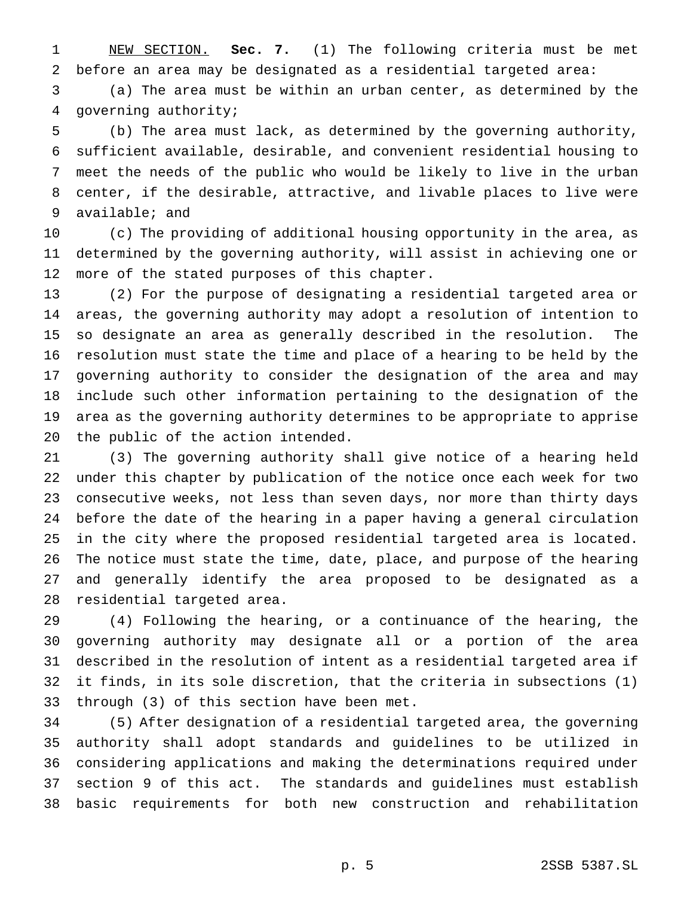NEW SECTION. **Sec. 7.** (1) The following criteria must be met before an area may be designated as a residential targeted area:

(a) The area must be within an urban center, as determined by the governing authority;

(b) The area must lack, as determined by the governing authority, sufficient available, desirable, and convenient residential housing to meet the needs of the public who would be likely to live in the urban center, if the desirable, attractive, and livable places to live were available; and

(c) The providing of additional housing opportunity in the area, as determined by the governing authority, will assist in achieving one or more of the stated purposes of this chapter.

(2) For the purpose of designating a residential targeted area or areas, the governing authority may adopt a resolution of intention to so designate an area as generally described in the resolution. The resolution must state the time and place of a hearing to be held by the governing authority to consider the designation of the area and may include such other information pertaining to the designation of the area as the governing authority determines to be appropriate to apprise the public of the action intended.

(3) The governing authority shall give notice of a hearing held under this chapter by publication of the notice once each week for two consecutive weeks, not less than seven days, nor more than thirty days before the date of the hearing in a paper having a general circulation in the city where the proposed residential targeted area is located. The notice must state the time, date, place, and purpose of the hearing and generally identify the area proposed to be designated as a residential targeted area.

(4) Following the hearing, or a continuance of the hearing, the governing authority may designate all or a portion of the area described in the resolution of intent as a residential targeted area if it finds, in its sole discretion, that the criteria in subsections (1) through (3) of this section have been met.

(5) After designation of a residential targeted area, the governing authority shall adopt standards and guidelines to be utilized in considering applications and making the determinations required under section 9 of this act. The standards and guidelines must establish basic requirements for both new construction and rehabilitation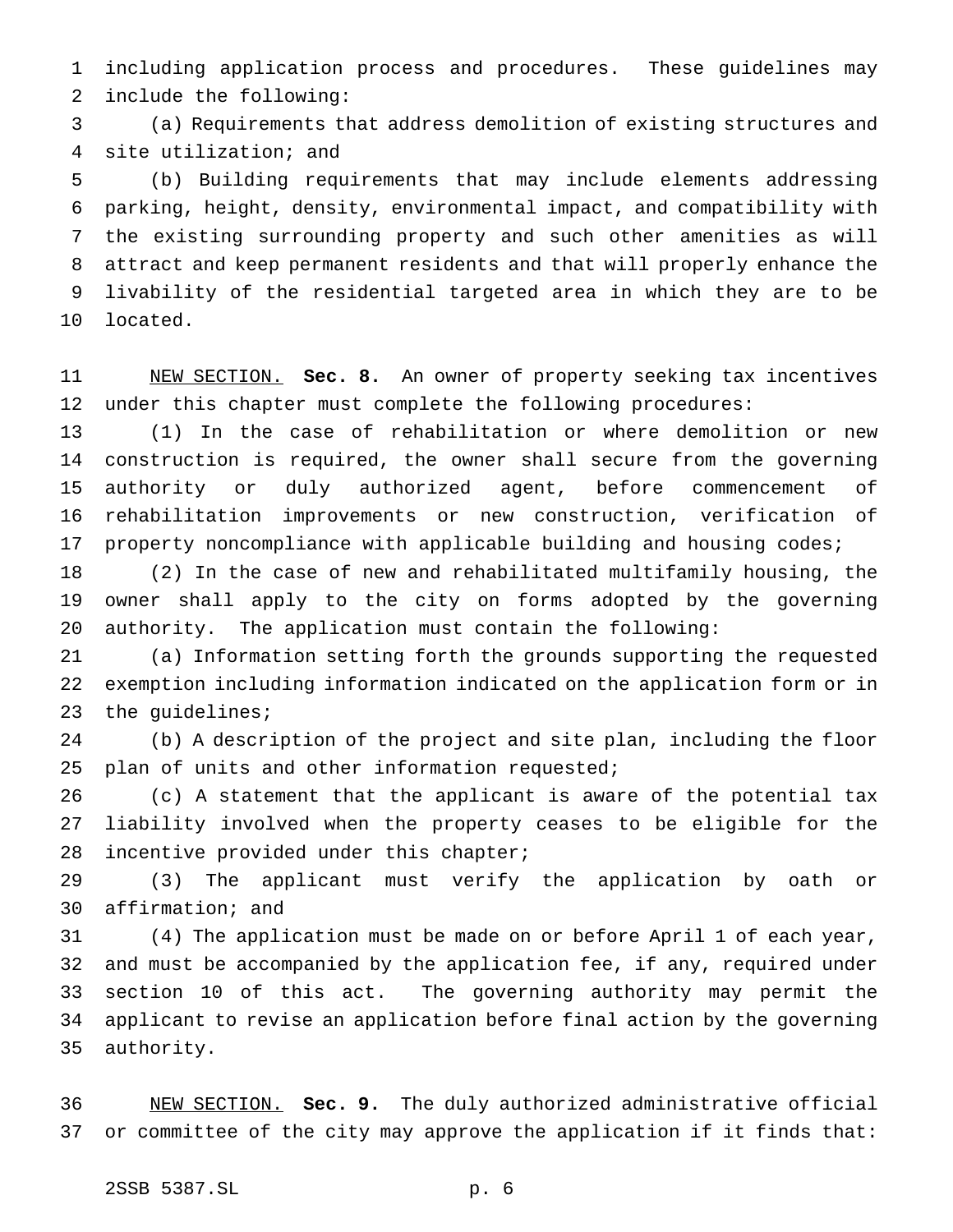including application process and procedures. These guidelines may include the following:

(a) Requirements that address demolition of existing structures and site utilization; and

(b) Building requirements that may include elements addressing parking, height, density, environmental impact, and compatibility with the existing surrounding property and such other amenities as will attract and keep permanent residents and that will properly enhance the livability of the residential targeted area in which they are to be located.

NEW SECTION. **Sec. 8.** An owner of property seeking tax incentives under this chapter must complete the following procedures:

(1) In the case of rehabilitation or where demolition or new construction is required, the owner shall secure from the governing authority or duly authorized agent, before commencement of rehabilitation improvements or new construction, verification of property noncompliance with applicable building and housing codes;

(2) In the case of new and rehabilitated multifamily housing, the owner shall apply to the city on forms adopted by the governing authority. The application must contain the following:

(a) Information setting forth the grounds supporting the requested exemption including information indicated on the application form or in the guidelines;

(b) A description of the project and site plan, including the floor plan of units and other information requested;

(c) A statement that the applicant is aware of the potential tax liability involved when the property ceases to be eligible for the incentive provided under this chapter;

(3) The applicant must verify the application by oath or affirmation; and

(4) The application must be made on or before April 1 of each year, and must be accompanied by the application fee, if any, required under section 10 of this act. The governing authority may permit the applicant to revise an application before final action by the governing authority.

NEW SECTION. **Sec. 9.** The duly authorized administrative official or committee of the city may approve the application if it finds that: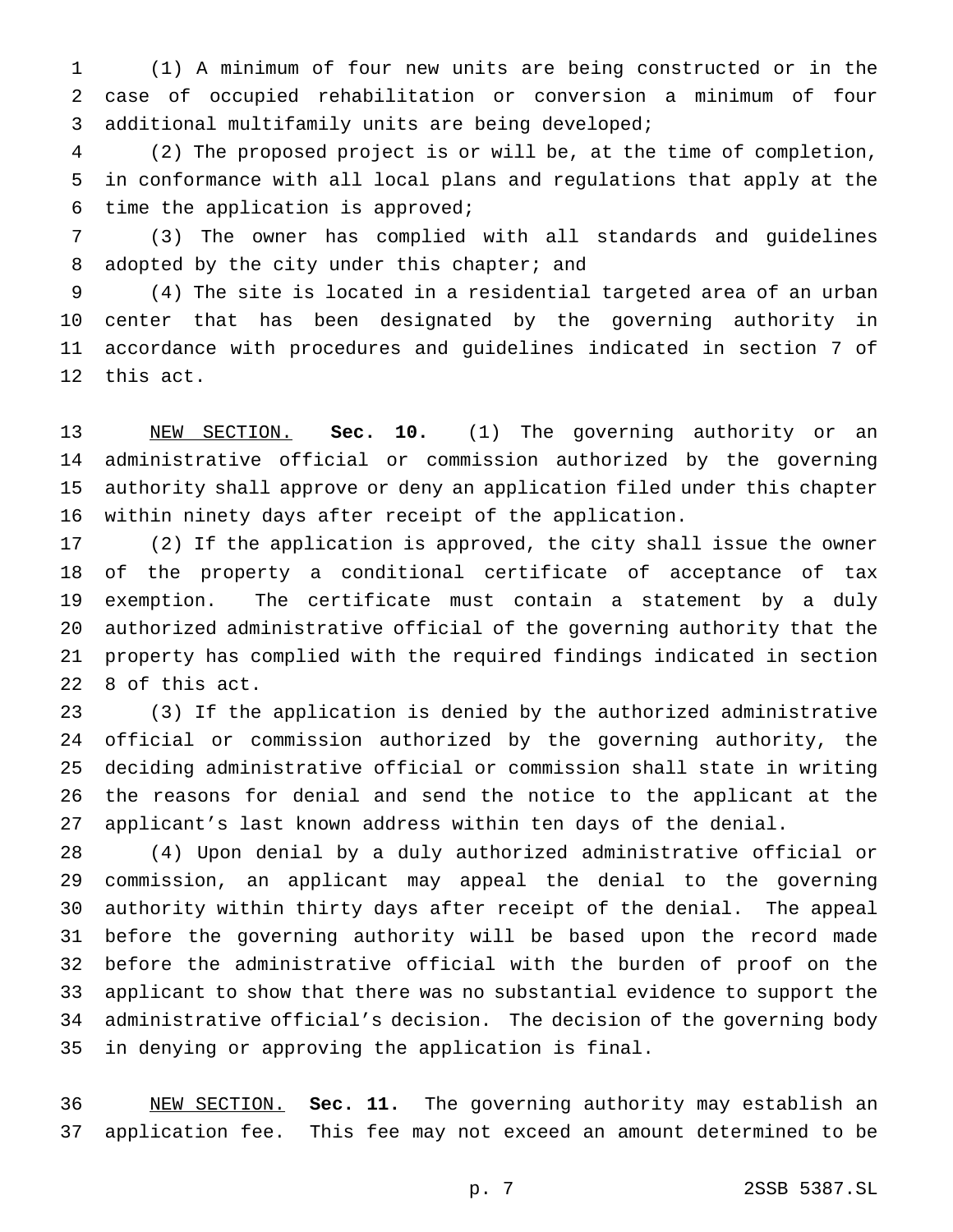(1) A minimum of four new units are being constructed or in the case of occupied rehabilitation or conversion a minimum of four additional multifamily units are being developed;

(2) The proposed project is or will be, at the time of completion, in conformance with all local plans and regulations that apply at the time the application is approved;

(3) The owner has complied with all standards and guidelines adopted by the city under this chapter; and

(4) The site is located in a residential targeted area of an urban center that has been designated by the governing authority in accordance with procedures and guidelines indicated in section 7 of this act.

NEW SECTION. **Sec. 10.** (1) The governing authority or an administrative official or commission authorized by the governing authority shall approve or deny an application filed under this chapter within ninety days after receipt of the application.

(2) If the application is approved, the city shall issue the owner of the property a conditional certificate of acceptance of tax exemption. The certificate must contain a statement by a duly authorized administrative official of the governing authority that the property has complied with the required findings indicated in section 8 of this act.

(3) If the application is denied by the authorized administrative official or commission authorized by the governing authority, the deciding administrative official or commission shall state in writing the reasons for denial and send the notice to the applicant at the applicant's last known address within ten days of the denial.

(4) Upon denial by a duly authorized administrative official or commission, an applicant may appeal the denial to the governing authority within thirty days after receipt of the denial. The appeal before the governing authority will be based upon the record made before the administrative official with the burden of proof on the applicant to show that there was no substantial evidence to support the administrative official's decision. The decision of the governing body in denying or approving the application is final.

NEW SECTION. **Sec. 11.** The governing authority may establish an application fee. This fee may not exceed an amount determined to be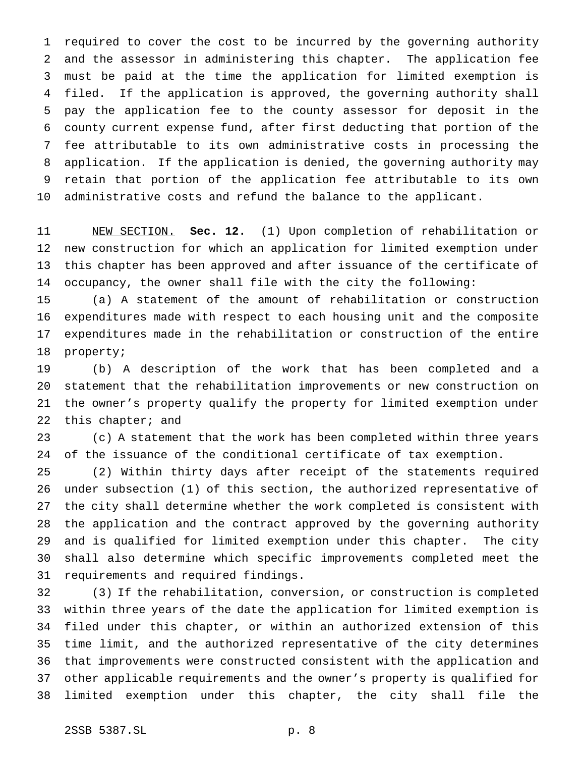required to cover the cost to be incurred by the governing authority and the assessor in administering this chapter. The application fee must be paid at the time the application for limited exemption is filed. If the application is approved, the governing authority shall pay the application fee to the county assessor for deposit in the county current expense fund, after first deducting that portion of the fee attributable to its own administrative costs in processing the application. If the application is denied, the governing authority may retain that portion of the application fee attributable to its own administrative costs and refund the balance to the applicant.

NEW SECTION. **Sec. 12.** (1) Upon completion of rehabilitation or new construction for which an application for limited exemption under this chapter has been approved and after issuance of the certificate of occupancy, the owner shall file with the city the following:

(a) A statement of the amount of rehabilitation or construction expenditures made with respect to each housing unit and the composite expenditures made in the rehabilitation or construction of the entire property;

(b) A description of the work that has been completed and a statement that the rehabilitation improvements or new construction on the owner's property qualify the property for limited exemption under this chapter; and

(c) A statement that the work has been completed within three years of the issuance of the conditional certificate of tax exemption.

(2) Within thirty days after receipt of the statements required under subsection (1) of this section, the authorized representative of the city shall determine whether the work completed is consistent with the application and the contract approved by the governing authority and is qualified for limited exemption under this chapter. The city shall also determine which specific improvements completed meet the requirements and required findings.

(3) If the rehabilitation, conversion, or construction is completed within three years of the date the application for limited exemption is filed under this chapter, or within an authorized extension of this time limit, and the authorized representative of the city determines that improvements were constructed consistent with the application and other applicable requirements and the owner's property is qualified for limited exemption under this chapter, the city shall file the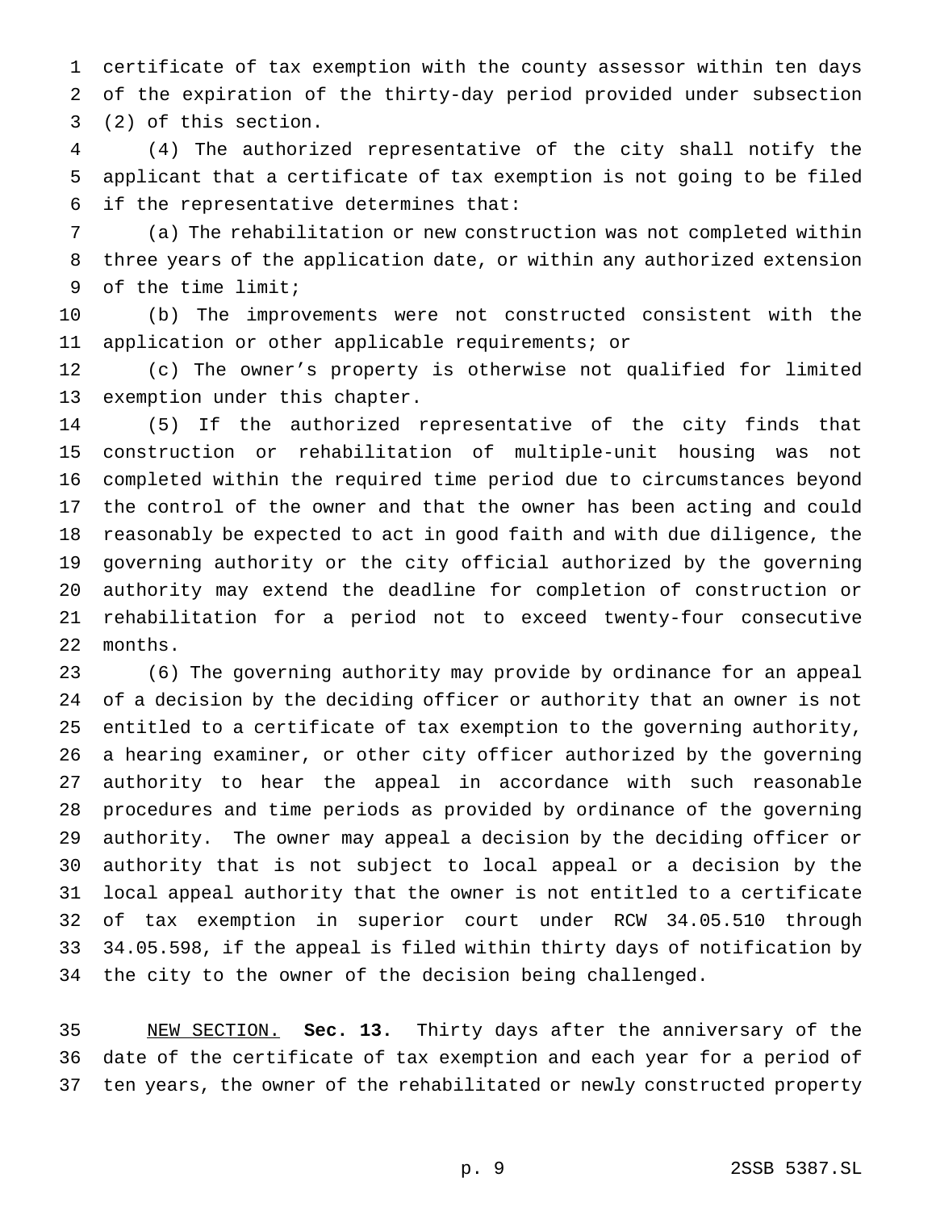certificate of tax exemption with the county assessor within ten days of the expiration of the thirty-day period provided under subsection (2) of this section.

(4) The authorized representative of the city shall notify the applicant that a certificate of tax exemption is not going to be filed if the representative determines that:

(a) The rehabilitation or new construction was not completed within three years of the application date, or within any authorized extension of the time limit;

(b) The improvements were not constructed consistent with the application or other applicable requirements; or

(c) The owner's property is otherwise not qualified for limited exemption under this chapter.

(5) If the authorized representative of the city finds that construction or rehabilitation of multiple-unit housing was not completed within the required time period due to circumstances beyond the control of the owner and that the owner has been acting and could reasonably be expected to act in good faith and with due diligence, the governing authority or the city official authorized by the governing authority may extend the deadline for completion of construction or rehabilitation for a period not to exceed twenty-four consecutive months.

(6) The governing authority may provide by ordinance for an appeal of a decision by the deciding officer or authority that an owner is not entitled to a certificate of tax exemption to the governing authority, a hearing examiner, or other city officer authorized by the governing authority to hear the appeal in accordance with such reasonable procedures and time periods as provided by ordinance of the governing authority. The owner may appeal a decision by the deciding officer or authority that is not subject to local appeal or a decision by the local appeal authority that the owner is not entitled to a certificate of tax exemption in superior court under RCW 34.05.510 through 34.05.598, if the appeal is filed within thirty days of notification by the city to the owner of the decision being challenged.

NEW SECTION. **Sec. 13.** Thirty days after the anniversary of the date of the certificate of tax exemption and each year for a period of ten years, the owner of the rehabilitated or newly constructed property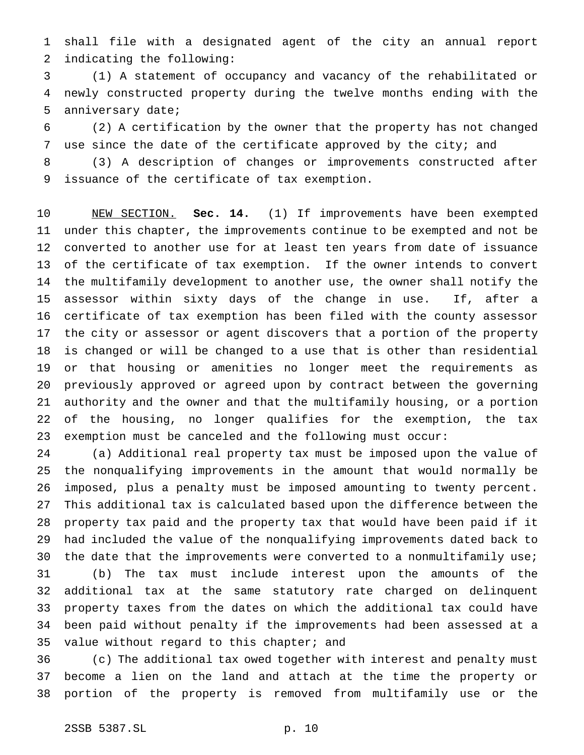shall file with a designated agent of the city an annual report indicating the following:

(1) A statement of occupancy and vacancy of the rehabilitated or newly constructed property during the twelve months ending with the anniversary date;

(2) A certification by the owner that the property has not changed use since the date of the certificate approved by the city; and

(3) A description of changes or improvements constructed after issuance of the certificate of tax exemption.

NEW SECTION. **Sec. 14.** (1) If improvements have been exempted under this chapter, the improvements continue to be exempted and not be converted to another use for at least ten years from date of issuance of the certificate of tax exemption. If the owner intends to convert the multifamily development to another use, the owner shall notify the assessor within sixty days of the change in use. If, after a certificate of tax exemption has been filed with the county assessor the city or assessor or agent discovers that a portion of the property is changed or will be changed to a use that is other than residential or that housing or amenities no longer meet the requirements as previously approved or agreed upon by contract between the governing authority and the owner and that the multifamily housing, or a portion of the housing, no longer qualifies for the exemption, the tax exemption must be canceled and the following must occur:

(a) Additional real property tax must be imposed upon the value of the nonqualifying improvements in the amount that would normally be imposed, plus a penalty must be imposed amounting to twenty percent. This additional tax is calculated based upon the difference between the property tax paid and the property tax that would have been paid if it had included the value of the nonqualifying improvements dated back to the date that the improvements were converted to a nonmultifamily use;

(b) The tax must include interest upon the amounts of the additional tax at the same statutory rate charged on delinquent property taxes from the dates on which the additional tax could have been paid without penalty if the improvements had been assessed at a value without regard to this chapter; and

(c) The additional tax owed together with interest and penalty must become a lien on the land and attach at the time the property or portion of the property is removed from multifamily use or the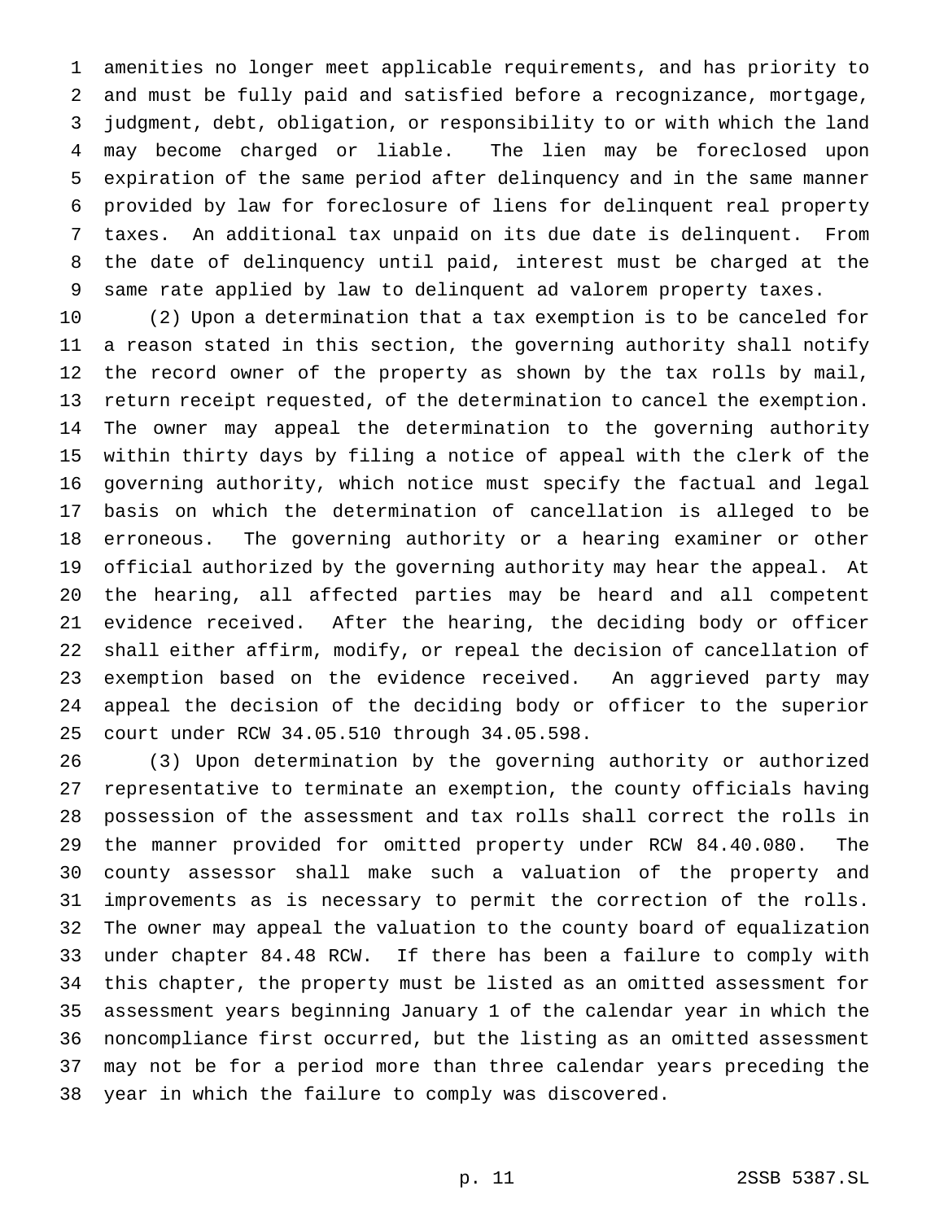amenities no longer meet applicable requirements, and has priority to and must be fully paid and satisfied before a recognizance, mortgage, judgment, debt, obligation, or responsibility to or with which the land may become charged or liable. The lien may be foreclosed upon expiration of the same period after delinquency and in the same manner provided by law for foreclosure of liens for delinquent real property taxes. An additional tax unpaid on its due date is delinquent. From the date of delinquency until paid, interest must be charged at the same rate applied by law to delinquent ad valorem property taxes.

(2) Upon a determination that a tax exemption is to be canceled for a reason stated in this section, the governing authority shall notify the record owner of the property as shown by the tax rolls by mail, return receipt requested, of the determination to cancel the exemption. The owner may appeal the determination to the governing authority within thirty days by filing a notice of appeal with the clerk of the governing authority, which notice must specify the factual and legal basis on which the determination of cancellation is alleged to be erroneous. The governing authority or a hearing examiner or other official authorized by the governing authority may hear the appeal. At the hearing, all affected parties may be heard and all competent evidence received. After the hearing, the deciding body or officer shall either affirm, modify, or repeal the decision of cancellation of exemption based on the evidence received. An aggrieved party may appeal the decision of the deciding body or officer to the superior court under RCW 34.05.510 through 34.05.598.

(3) Upon determination by the governing authority or authorized representative to terminate an exemption, the county officials having possession of the assessment and tax rolls shall correct the rolls in the manner provided for omitted property under RCW 84.40.080. The county assessor shall make such a valuation of the property and improvements as is necessary to permit the correction of the rolls. The owner may appeal the valuation to the county board of equalization under chapter 84.48 RCW. If there has been a failure to comply with this chapter, the property must be listed as an omitted assessment for assessment years beginning January 1 of the calendar year in which the noncompliance first occurred, but the listing as an omitted assessment may not be for a period more than three calendar years preceding the year in which the failure to comply was discovered.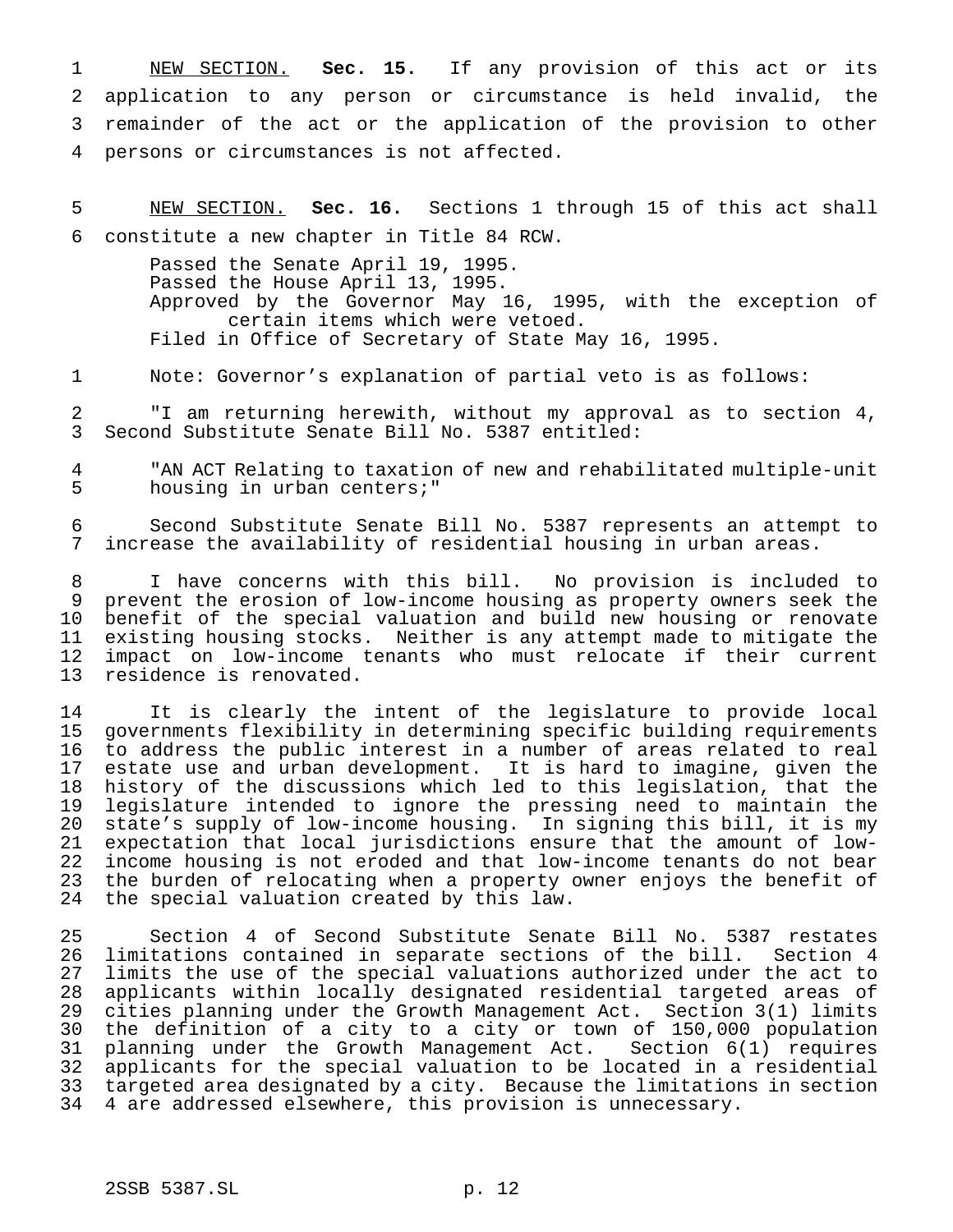<u>NEW SECTION.</u> **Sec. 15.** If any provision of this act or its application to any person or circumstance is held invalid, the remainder of the act or the application of the provision to other persons or circumstances is not affected.

<u>NEW SECTION.</u> **Sec. 16.** Sections 1 through 15 of this act shall constitute a new chapter in Title 84 RCW.

Passed the Senate April 19, 1995.
Passed the House April 13, 1995.
Approved by the Governor May 16, 1995, with the exception of certain items which were vetoed.
Filed in Office of Secretary of State May 16, 1995.

Note: Governor's explanation of partial veto is as follows:

"I am returning herewith, without my approval as to section 4, Second Substitute Senate Bill No. 5387 entitled:

"AN ACT Relating to taxation of new and rehabilitated multiple-unit housing in urban centers;"

Second Substitute Senate Bill No. 5387 represents an attempt to increase the availability of residential housing in urban areas.

I have concerns with this bill. No provision is included to prevent the erosion of low-income housing as property owners seek the benefit of the special valuation and build new housing or renovate existing housing stocks. Neither is any attempt made to mitigate the impact on low-income tenants who must relocate if their current residence is renovated.

It is clearly the intent of the legislature to provide local governments flexibility in determining specific building requirements to address the public interest in a number of areas related to real estate use and urban development. It is hard to imagine, given the history of the discussions which led to this legislation, that the legislature intended to ignore the pressing need to maintain the state's supply of low-income housing. In signing this bill, it is my expectation that local jurisdictions ensure that the amount of low-income housing is not eroded and that low-income tenants do not bear the burden of relocating when a property owner enjoys the benefit of the special valuation created by this law.

Section 4 of Second Substitute Senate Bill No. 5387 restates limitations contained in separate sections of the bill. Section 4 limits the use of the special valuations authorized under the act to applicants within locally designated residential targeted areas of cities planning under the Growth Management Act. Section 3(1) limits the definition of a city to a city or town of 150,000 population planning under the Growth Management Act. Section 6(1) requires applicants for the special valuation to be located in a residential targeted area designated by a city. Because the limitations in section 4 are addressed elsewhere, this provision is unnecessary.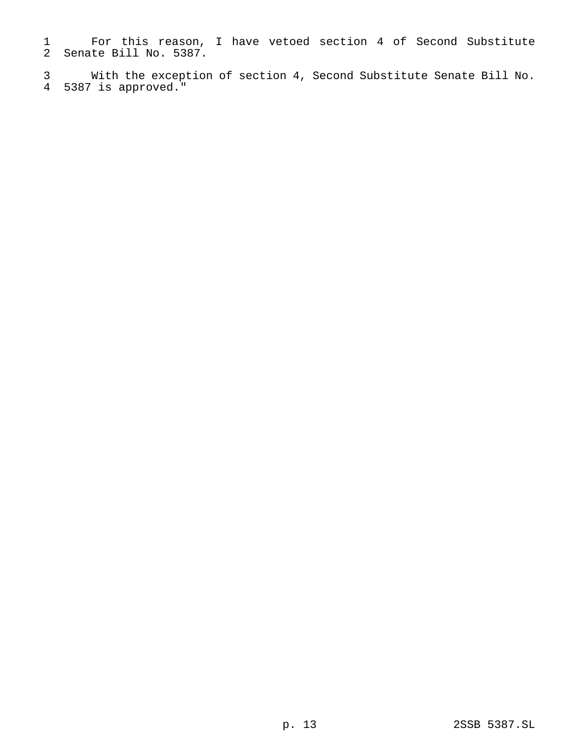For this reason, I have vetoed section 4 of Second Substitute Senate Bill No. 5387.

With the exception of section 4, Second Substitute Senate Bill No. 5387 is approved."